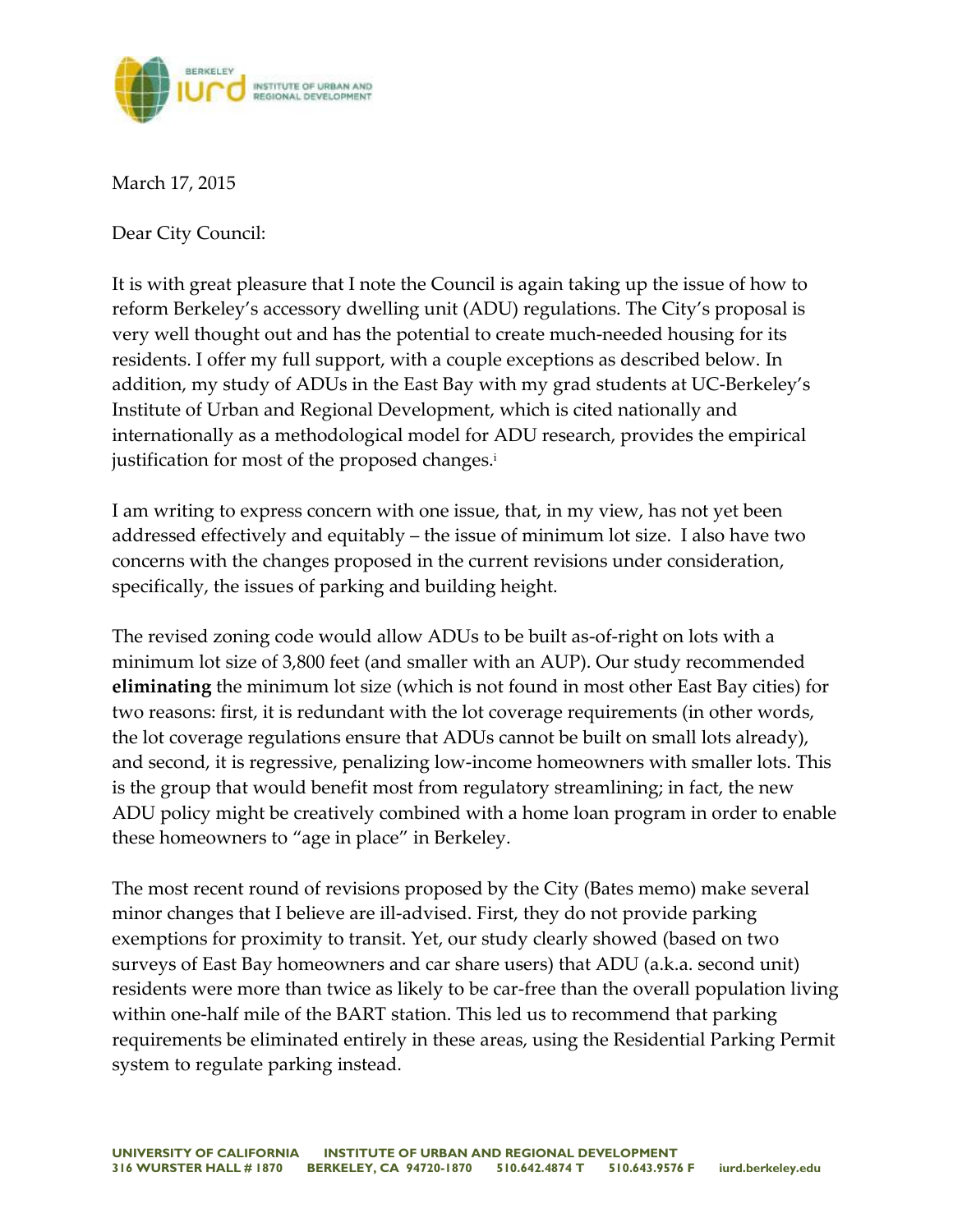March 17, 2015

Dear City Council:

It is with great pleasure that I note the Council is again taking up the issue of how to reform Berkeley's accessory dwelling unit (ADU) regulations. The City's proposal is very well thought out and has the potential to create much-needed housing for its residents. I offer my full support, with a couple exceptions as described below. In addition, my study of ADUs in the East Bay with my grad students at UC-Berkeley's Institute of Urban and Regional Development, which is cited nationally and internationally as a methodological model for ADU research, provides the empirical justification for most of the proposed changes.[i]

I am writing to express concern with one issue, that, in my view, has not yet been addressed effectively and equitably – the issue of minimum lot size. I also have two concerns with the changes proposed in the current revisions under consideration, specifically, the issues of parking and building height.

The revised zoning code would allow ADUs to be built as-of-right on lots with a minimum lot size of 3,800 feet (and smaller with an AUP). Our study recommended **eliminating** the minimum lot size (which is not found in most other East Bay cities) for two reasons: first, it is redundant with the lot coverage requirements (in other words, the lot coverage regulations ensure that ADUs cannot be built on small lots already), and second, it is regressive, penalizing low-income homeowners with smaller lots. This is the group that would benefit most from regulatory streamlining; in fact, the new ADU policy might be creatively combined with a home loan program in order to enable these homeowners to "age in place" in Berkeley.

The most recent round of revisions proposed by the City (Bates memo) make several minor changes that I believe are ill-advised. First, they do not provide parking exemptions for proximity to transit. Yet, our study clearly showed (based on two surveys of East Bay homeowners and car share users) that ADU (a.k.a. second unit) residents were more than twice as likely to be car-free than the overall population living within one-half mile of the BART station. This led us to recommend that parking requirements be eliminated entirely in these areas, using the Residential Parking Permit system to regulate parking instead.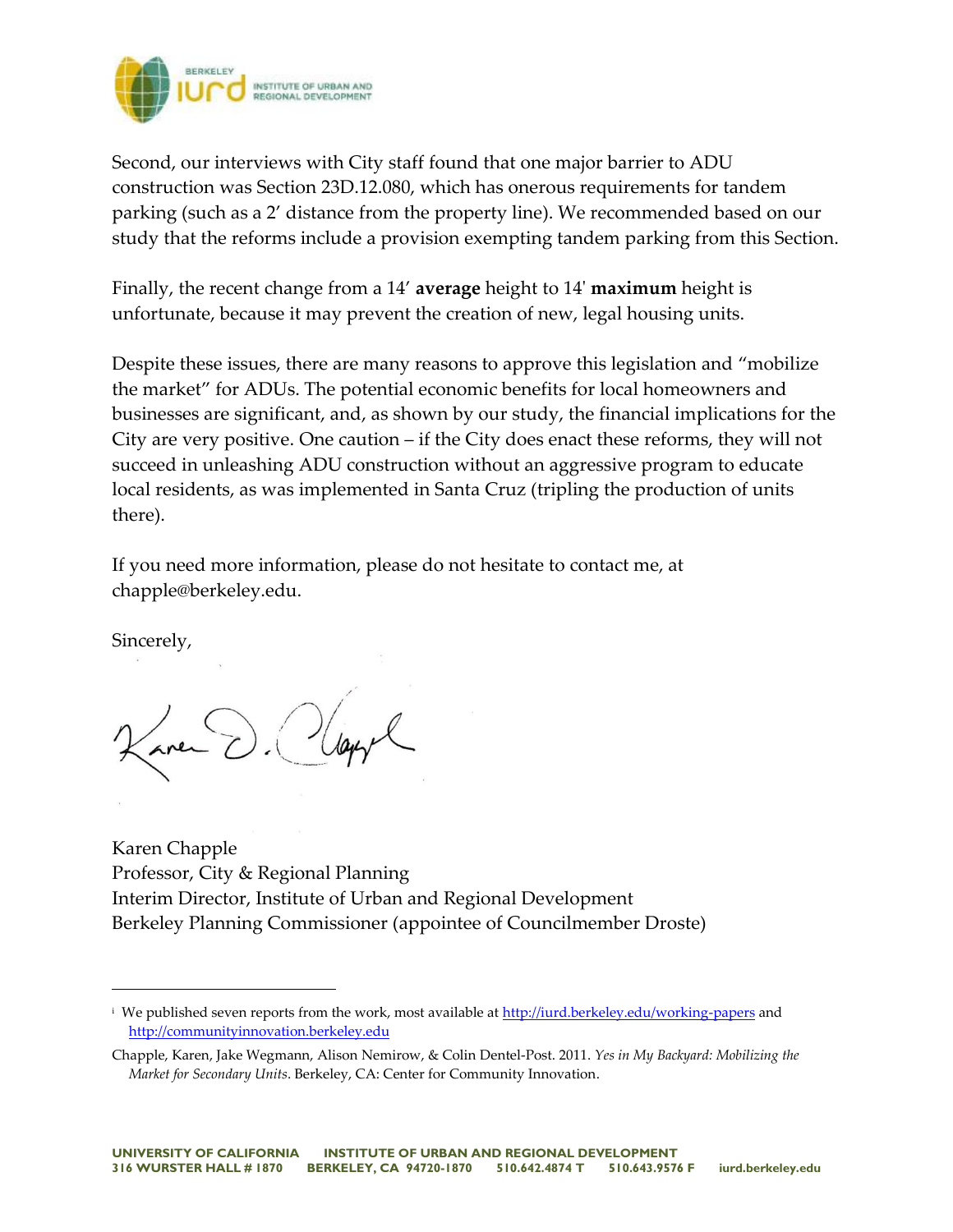Second, our interviews with City staff found that one major barrier to ADU construction was Section 23D.12.080, which has onerous requirements for tandem parking (such as a 2′ distance from the property line). We recommended based on our study that the reforms include a provision exempting tandem parking from this Section.

Finally, the recent change from a 14′ **average** height to 14' **maximum** height is unfortunate, because it may prevent the creation of new, legal housing units.

Despite these issues, there are many reasons to approve this legislation and "mobilize the market" for ADUs. The potential economic benefits for local homeowners and businesses are significant, and, as shown by our study, the financial implications for the City are very positive. One caution – if the City does enact these reforms, they will not succeed in unleashing ADU construction without an aggressive program to educate local residents, as was implemented in Santa Cruz (tripling the production of units there).

If you need more information, please do not hesitate to contact me, at chapple@berkeley.edu.

Sincerely,

Karen Chapple
Professor, City & Regional Planning
Interim Director, Institute of Urban and Regional Development
Berkeley Planning Commissioner (appointee of Councilmember Droste)

---

[i] We published seven reports from the work, most available at http://iurd.berkeley.edu/working-papers and http://communityinnovation.berkeley.edu

Chapple, Karen, Jake Wegmann, Alison Nemirow, & Colin Dentel-Post. 2011. *Yes in My Backyard: Mobilizing the Market for Secondary Units*. Berkeley, CA: Center for Community Innovation.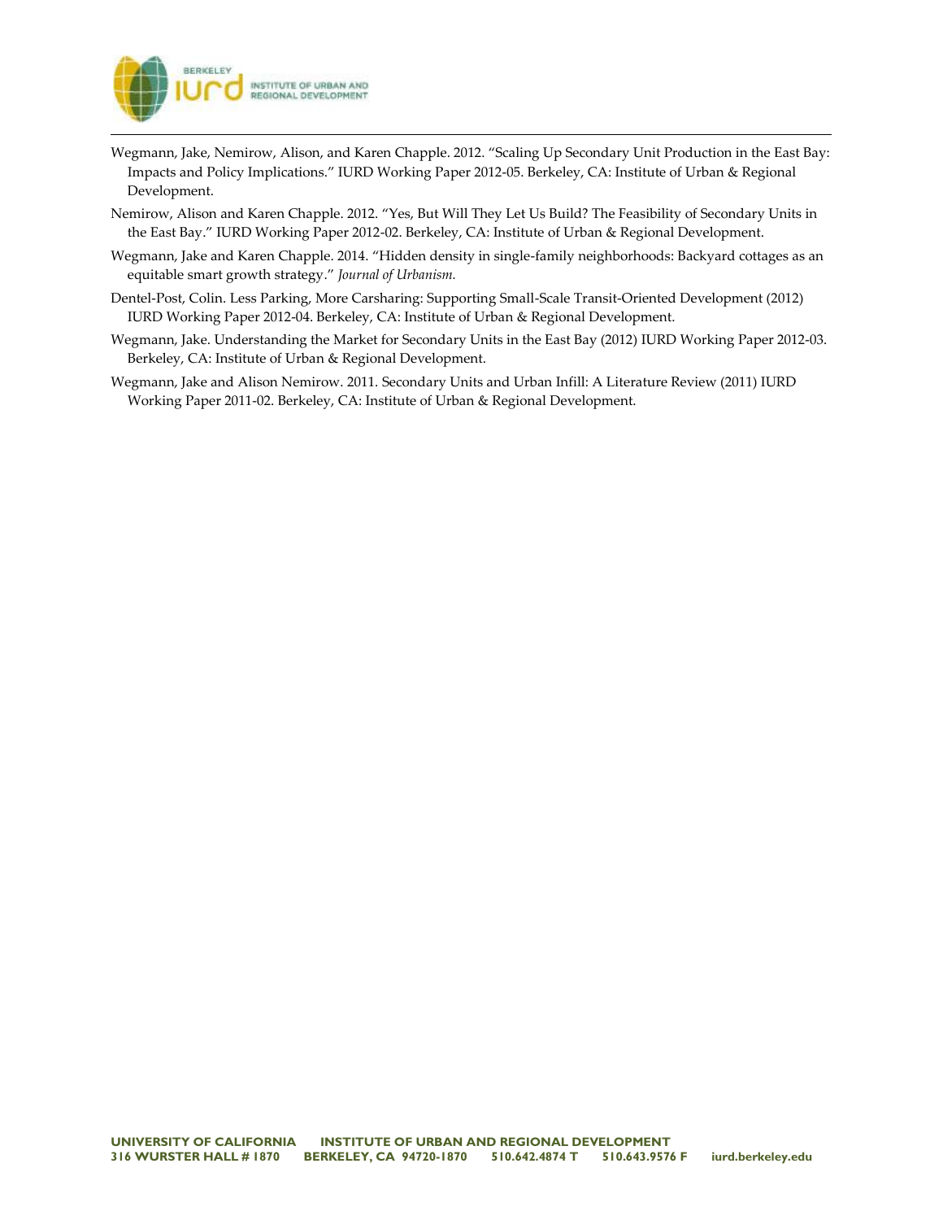Wegmann, Jake, Nemirow, Alison, and Karen Chapple. 2012. "Scaling Up Secondary Unit Production in the East Bay: Impacts and Policy Implications." IURD Working Paper 2012-05. Berkeley, CA: Institute of Urban & Regional Development.

Nemirow, Alison and Karen Chapple. 2012. "Yes, But Will They Let Us Build? The Feasibility of Secondary Units in the East Bay." IURD Working Paper 2012-02. Berkeley, CA: Institute of Urban & Regional Development.

Wegmann, Jake and Karen Chapple. 2014. "Hidden density in single-family neighborhoods: Backyard cottages as an equitable smart growth strategy." *Journal of Urbanism.*

Dentel-Post, Colin. Less Parking, More Carsharing: Supporting Small-Scale Transit-Oriented Development (2012) IURD Working Paper 2012-04. Berkeley, CA: Institute of Urban & Regional Development.

Wegmann, Jake. Understanding the Market for Secondary Units in the East Bay (2012) IURD Working Paper 2012-03. Berkeley, CA: Institute of Urban & Regional Development.

Wegmann, Jake and Alison Nemirow. 2011. Secondary Units and Urban Infill: A Literature Review (2011) IURD Working Paper 2011-02. Berkeley, CA: Institute of Urban & Regional Development.